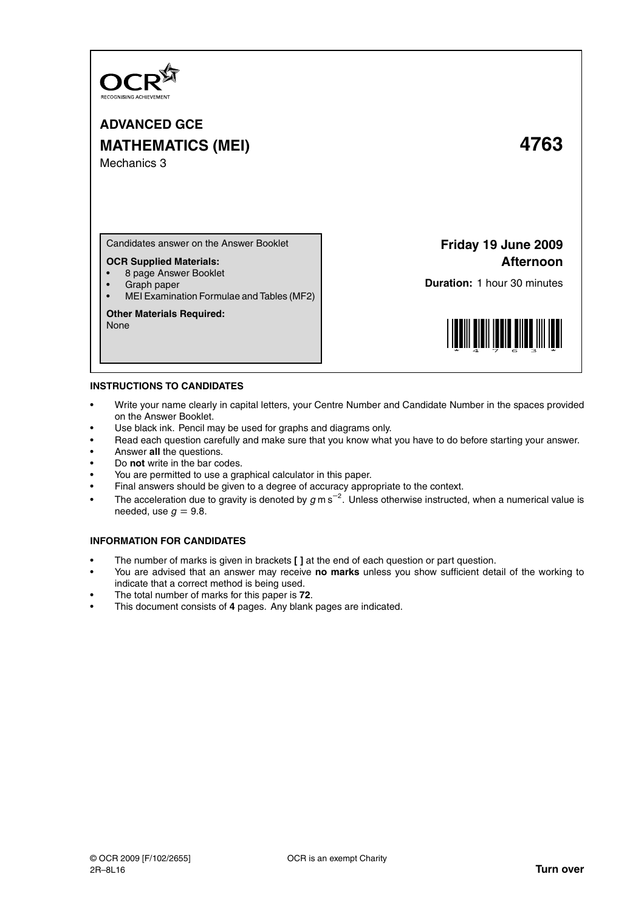OCR
RECOGNISING ACHIEVEMENT

# ADVANCED GCE
# MATHEMATICS (MEI) 4763

Mechanics 3

Candidates answer on the Answer Booklet

**OCR Supplied Materials:**
- 8 page Answer Booklet
- Graph paper
- MEI Examination Formulae and Tables (MF2)

**Other Materials Required:**
None

**Friday 19 June 2009**
**Afternoon**

**Duration:** 1 hour 30 minutes

## INSTRUCTIONS TO CANDIDATES

- Write your name clearly in capital letters, your Centre Number and Candidate Number in the spaces provided on the Answer Booklet.
- Use black ink. Pencil may be used for graphs and diagrams only.
- Read each question carefully and make sure that you know what you have to do before starting your answer.
- Answer **all** the questions.
- Do **not** write in the bar codes.
- You are permitted to use a graphical calculator in this paper.
- Final answers should be given to a degree of accuracy appropriate to the context.
- The acceleration due to gravity is denoted by $g\,\text{m}\,\text{s}^{-2}$. Unless otherwise instructed, when a numerical value is needed, use $g = 9.8$.

## INFORMATION FOR CANDIDATES

- The number of marks is given in brackets **[ ]** at the end of each question or part question.
- You are advised that an answer may receive **no marks** unless you show sufficient detail of the working to indicate that a correct method is being used.
- The total number of marks for this paper is **72**.
- This document consists of **4** pages. Any blank pages are indicated.

© OCR 2009 [F/102/2655] OCR is an exempt Charity
2R–8L16

**Turn over**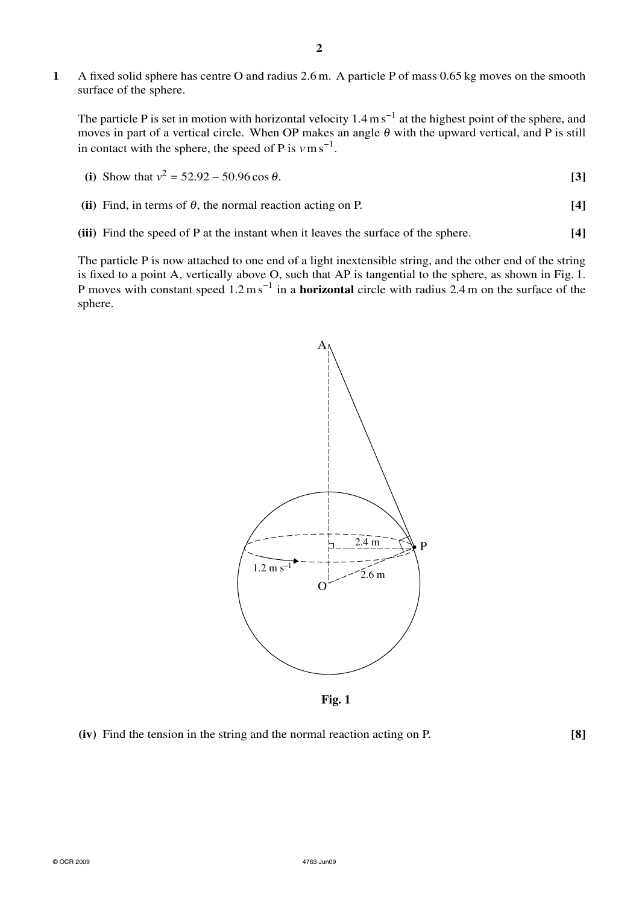**1** A fixed solid sphere has centre O and radius 2.6 m. A particle P of mass 0.65 kg moves on the smooth surface of the sphere.

The particle P is set in motion with horizontal velocity $1.4\,\text{m}\,\text{s}^{-1}$ at the highest point of the sphere, and moves in part of a vertical circle. When OP makes an angle $\theta$ with the upward vertical, and P is still in contact with the sphere, the speed of P is $v\,\text{m}\,\text{s}^{-1}$.

**(i)** Show that $v^2 = 52.92 - 50.96\cos\theta$. **[3]**

**(ii)** Find, in terms of $\theta$, the normal reaction acting on P. **[4]**

**(iii)** Find the speed of P at the instant when it leaves the surface of the sphere. **[4]**

The particle P is now attached to one end of a light inextensible string, and the other end of the string is fixed to a point A, vertically above O, such that AP is tangential to the sphere, as shown in Fig. 1. P moves with constant speed $1.2\,\text{m}\,\text{s}^{-1}$ in a **horizontal** circle with radius 2.4 m on the surface of the sphere.

**Fig. 1**

**(iv)** Find the tension in the string and the normal reaction acting on P. **[8]**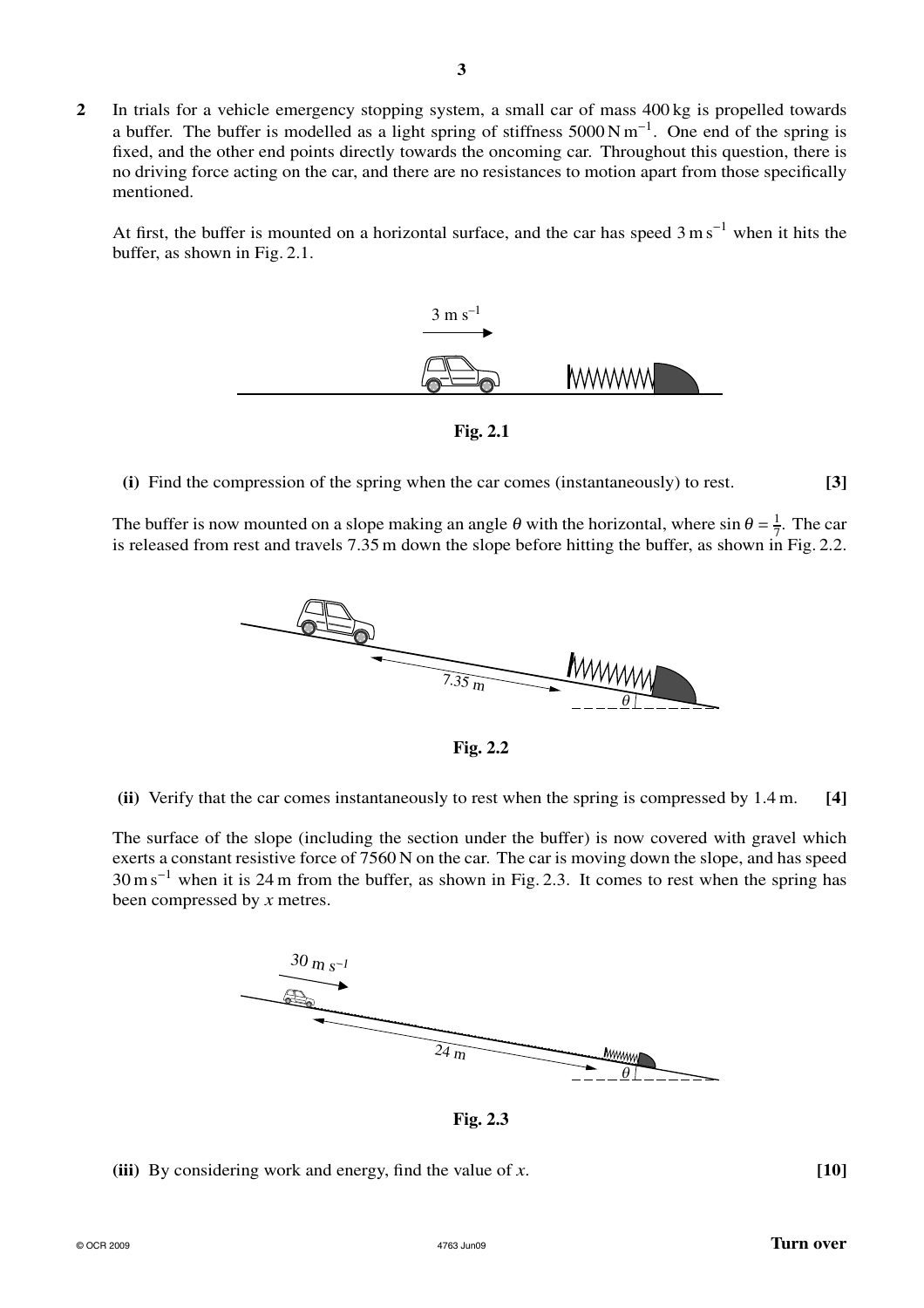**2** In trials for a vehicle emergency stopping system, a small car of mass 400 kg is propelled towards a buffer. The buffer is modelled as a light spring of stiffness $5000 \text{ N m}^{-1}$. One end of the spring is fixed, and the other end points directly towards the oncoming car. Throughout this question, there is no driving force acting on the car, and there are no resistances to motion apart from those specifically mentioned.

At first, the buffer is mounted on a horizontal surface, and the car has speed $3 \text{ m s}^{-1}$ when it hits the buffer, as shown in Fig. 2.1.

**Fig. 2.1**

**(i)** Find the compression of the spring when the car comes (instantaneously) to rest. **[3]**

The buffer is now mounted on a slope making an angle $\theta$ with the horizontal, where $\sin \theta = \frac{1}{7}$. The car is released from rest and travels 7.35 m down the slope before hitting the buffer, as shown in Fig. 2.2.

**Fig. 2.2**

**(ii)** Verify that the car comes instantaneously to rest when the spring is compressed by 1.4 m. **[4]**

The surface of the slope (including the section under the buffer) is now covered with gravel which exerts a constant resistive force of 7560 N on the car. The car is moving down the slope, and has speed $30 \text{ m s}^{-1}$ when it is 24 m from the buffer, as shown in Fig. 2.3. It comes to rest when the spring has been compressed by $x$ metres.

**Fig. 2.3**

**(iii)** By considering work and energy, find the value of $x$. **[10]**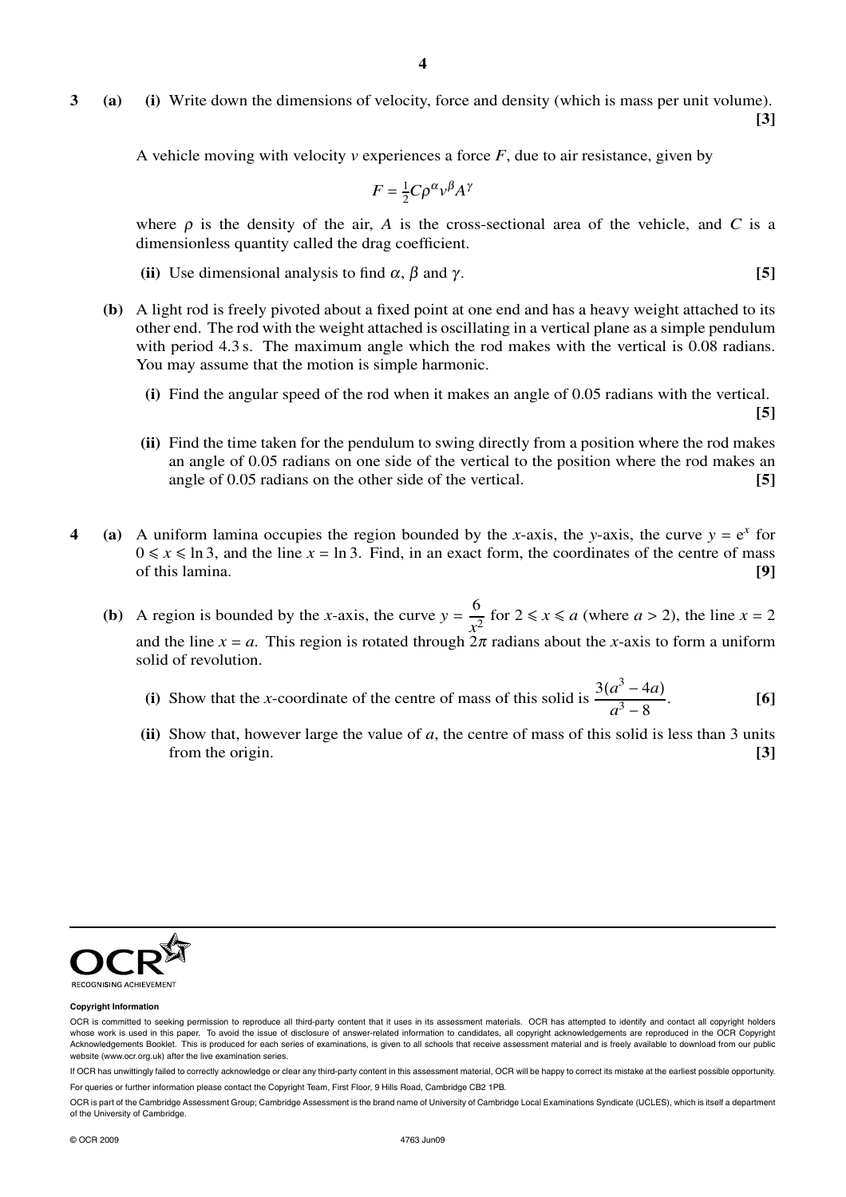**3** **(a)** **(i)** Write down the dimensions of velocity, force and density (which is mass per unit volume). **[3]**

A vehicle moving with velocity $v$ experiences a force $F$, due to air resistance, given by

$$F = \tfrac{1}{2}C\rho^{\alpha}v^{\beta}A^{\gamma}$$

where $\rho$ is the density of the air, $A$ is the cross-sectional area of the vehicle, and $C$ is a dimensionless quantity called the drag coefficient.

**(ii)** Use dimensional analysis to find $\alpha$, $\beta$ and $\gamma$. **[5]**

**(b)** A light rod is freely pivoted about a fixed point at one end and has a heavy weight attached to its other end. The rod with the weight attached is oscillating in a vertical plane as a simple pendulum with period 4.3 s. The maximum angle which the rod makes with the vertical is 0.08 radians. You may assume that the motion is simple harmonic.

**(i)** Find the angular speed of the rod when it makes an angle of 0.05 radians with the vertical. **[5]**

**(ii)** Find the time taken for the pendulum to swing directly from a position where the rod makes an angle of 0.05 radians on one side of the vertical to the position where the rod makes an angle of 0.05 radians on the other side of the vertical. **[5]**

**4** **(a)** A uniform lamina occupies the region bounded by the $x$-axis, the $y$-axis, the curve $y = \mathrm{e}^x$ for $0 \leqslant x \leqslant \ln 3$, and the line $x = \ln 3$. Find, in an exact form, the coordinates of the centre of mass of this lamina. **[9]**

**(b)** A region is bounded by the $x$-axis, the curve $y = \dfrac{6}{x^2}$ for $2 \leqslant x \leqslant a$ (where $a > 2$), the line $x = 2$ and the line $x = a$. This region is rotated through $2\pi$ radians about the $x$-axis to form a uniform solid of revolution.

**(i)** Show that the $x$-coordinate of the centre of mass of this solid is $\dfrac{3(a^3 - 4a)}{a^3 - 8}$. **[6]**

**(ii)** Show that, however large the value of $a$, the centre of mass of this solid is less than 3 units from the origin. **[3]**

**Copyright Information**

OCR is committed to seeking permission to reproduce all third-party content that it uses in its assessment materials. OCR has attempted to identify and contact all copyright holders whose work is used in this paper. To avoid the issue of disclosure of answer-related information to candidates, all copyright acknowledgements are reproduced in the OCR Copyright Acknowledgements Booklet. This is produced for each series of examinations, is given to all schools that receive assessment material and is freely available to download from our public website (www.ocr.org.uk) after the live examination series.

If OCR has unwittingly failed to correctly acknowledge or clear any third-party content in this assessment material, OCR will be happy to correct its mistake at the earliest possible opportunity.

For queries or further information please contact the Copyright Team, First Floor, 9 Hills Road, Cambridge CB2 1PB.

OCR is part of the Cambridge Assessment Group; Cambridge Assessment is the brand name of University of Cambridge Local Examinations Syndicate (UCLES), which is itself a department of the University of Cambridge.

© OCR 2009 4763 Jun09